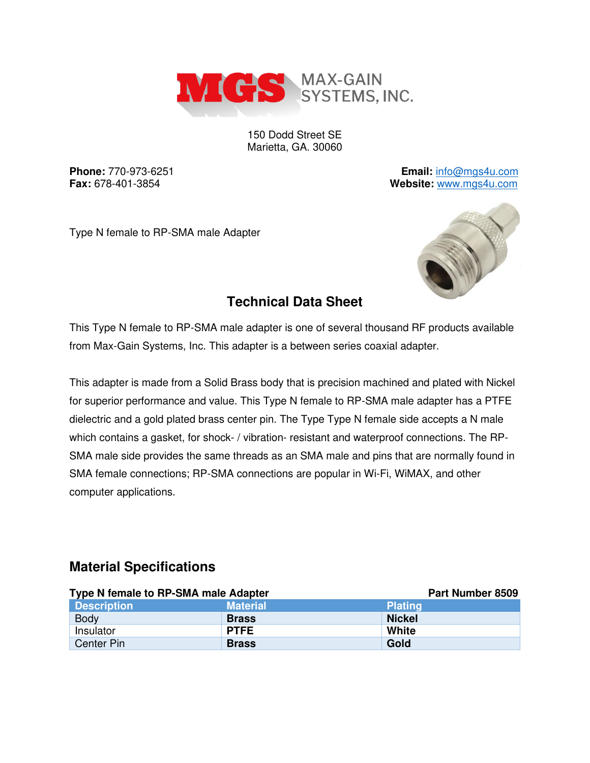MGS MAX-GAIN SYSTEMS, INC.

150 Dodd Street SE
Marietta, GA. 30060

**Phone:** 770-973-6251
**Fax:** 678-401-3854

**Email:** info@mgs4u.com
**Website:** www.mgs4u.com

Type N female to RP-SMA male Adapter

## Technical Data Sheet

This Type N female to RP-SMA male adapter is one of several thousand RF products available from Max-Gain Systems, Inc. This adapter is a between series coaxial adapter.

This adapter is made from a Solid Brass body that is precision machined and plated with Nickel for superior performance and value. This Type N female to RP-SMA male adapter has a PTFE dielectric and a gold plated brass center pin. The Type Type N female side accepts a N male which contains a gasket, for shock- / vibration- resistant and waterproof connections. The RP-SMA male side provides the same threads as an SMA male and pins that are normally found in SMA female connections; RP-SMA connections are popular in Wi-Fi, WiMAX, and other computer applications.

## Material Specifications

**Type N female to RP-SMA male Adapter** — **Part Number 8509**

| Description | Material | Plating |
|---|---|---|
| Body | **Brass** | **Nickel** |
| Insulator | **PTFE** | **White** |
| Center Pin | **Brass** | **Gold** |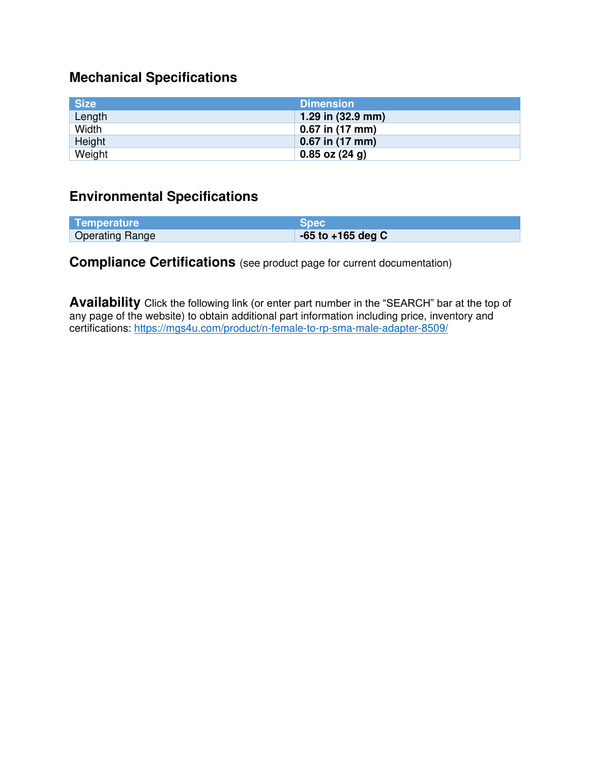## Mechanical Specifications

| Size | Dimension |
|---|---|
| Length | **1.29 in (32.9 mm)** |
| Width | **0.67 in (17 mm)** |
| Height | **0.67 in (17 mm)** |
| Weight | **0.85 oz (24 g)** |

## Environmental Specifications

| Temperature | Spec |
|---|---|
| Operating Range | **-65 to +165 deg C** |

**Compliance Certifications** (see product page for current documentation)

**Availability** Click the following link (or enter part number in the "SEARCH" bar at the top of any page of the website) to obtain additional part information including price, inventory and certifications: https://mgs4u.com/product/n-female-to-rp-sma-male-adapter-8509/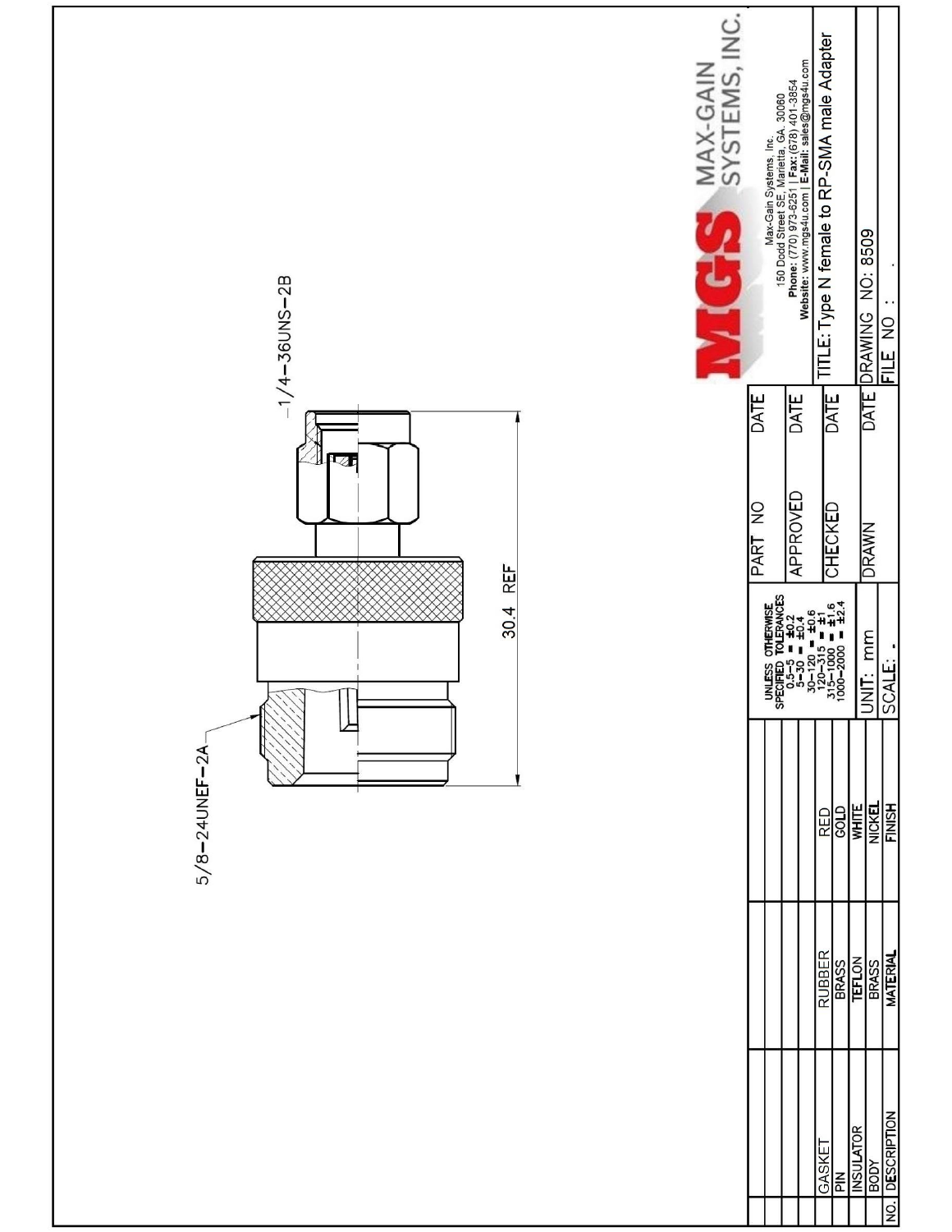5/8-24UNEF-2A

1/4-36UNS-2B

30.4 REF

| | | | |
|---|---|---|---|
| | | | |
| | | | |
| | | | |
| GASKET | RUBBER | RED | |
| PIN | BRASS | GOLD | |
| INSULATOR | TEFLON | WHITE | |
| BODY | BRASS | NICKEL | |
| NO. DESCRIPTION | MATERIAL | FINISH | |

UNLESS OTHERWISE SPECIFIED TOLERANCES
0.5–5 = ±0.2
5–30 = ±0.4
30–120 = ±0.6
120–315 = ±1
315–1000 = ±1.6
1000–2000 = ±2.4

UNIT: mm

SCALE: -

| | |
|---|---|
| PART NO | DATE |
| APPROVED | DATE |
| CHECKED | DATE |
| DRAWN | DATE |

**MGS** MAX-GAIN SYSTEMS, INC.

Max-Gain Systems, Inc.
150 Dodd Street SE, Marietta, GA 30060
**Phone:** (770) 973-6251 | **Fax:** (678) 401-3854
**Website:** www.mgs4u.com | **E-Mail:** sales@mgs4u.com

TITLE: Type N female to RP-SMA male Adapter

DRAWING NO: 8509

FILE NO : .